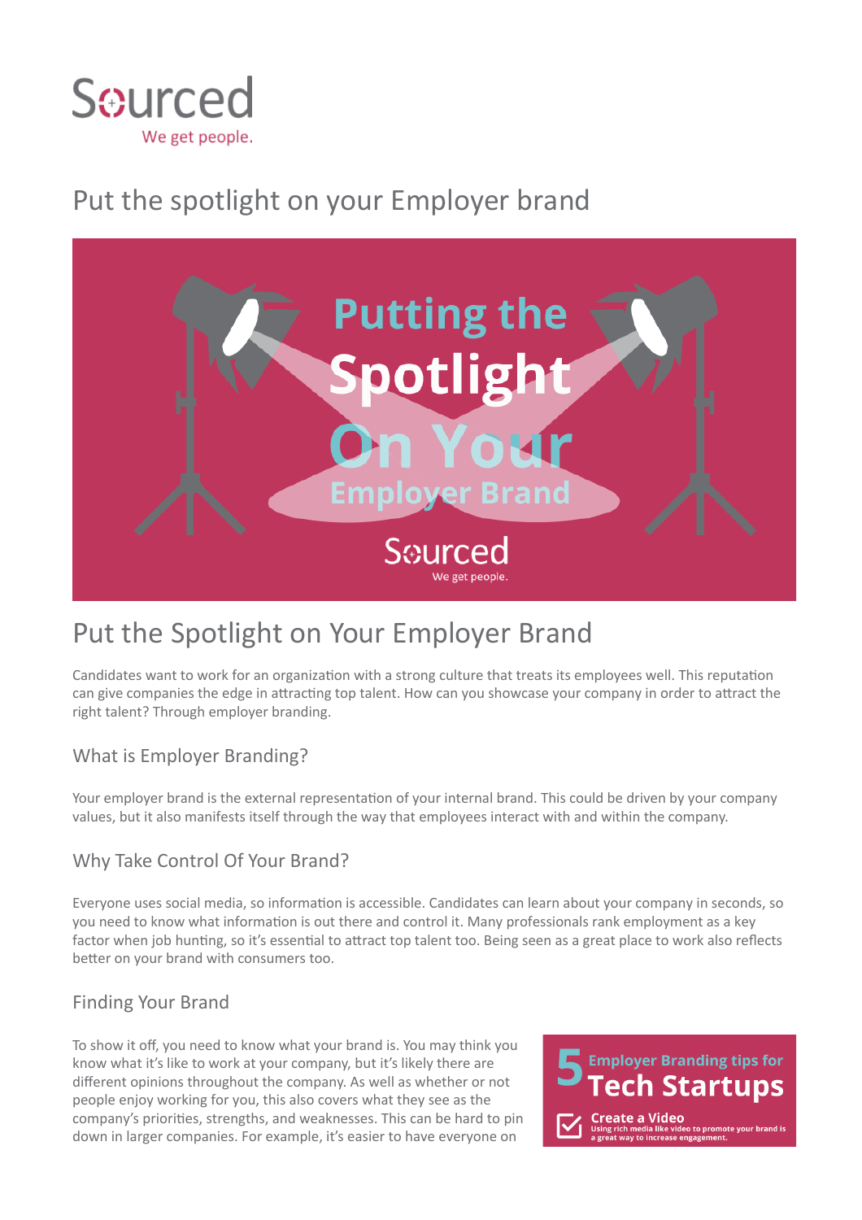Sourced

We get people.

# Put the spotlight on your Employer brand

## Put the Spotlight on Your Employer Brand

Candidates want to work for an organization with a strong culture that treats its employees well. This reputation can give companies the edge in attracting top talent. How can you showcase your company in order to attract the right talent? Through employer branding.

### What is Employer Branding?

Your employer brand is the external representation of your internal brand. This could be driven by your company values, but it also manifests itself through the way that employees interact with and within the company.

### Why Take Control Of Your Brand?

Everyone uses social media, so information is accessible. Candidates can learn about your company in seconds, so you need to know what information is out there and control it. Many professionals rank employment as a key factor when job hunting, so it's essential to attract top talent too. Being seen as a great place to work also reflects better on your brand with consumers too.

### Finding Your Brand

To show it off, you need to know what your brand is. You may think you know what it's like to work at your company, but it's likely there are different opinions throughout the company. As well as whether or not people enjoy working for you, this also covers what they see as the company's priorities, strengths, and weaknesses. This can be hard to pin down in larger companies. For example, it's easier to have everyone on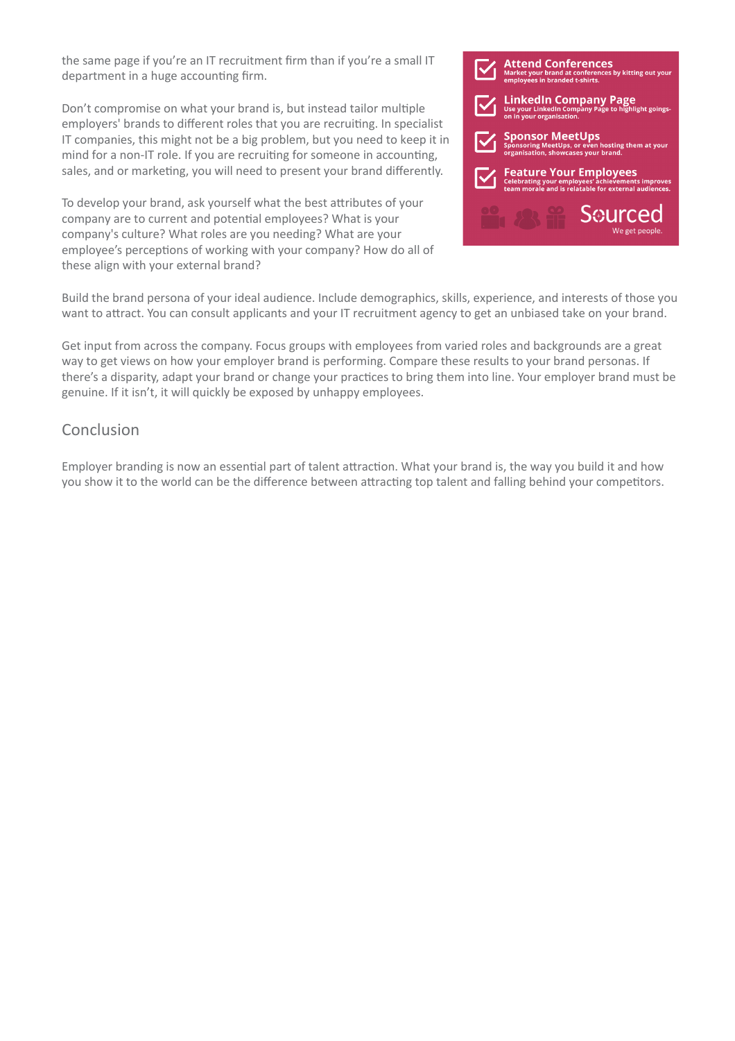the same page if you're an IT recruitment firm than if you're a small IT department in a huge accounting firm.

Don't compromise on what your brand is, but instead tailor multiple employers' brands to different roles that you are recruiting. In specialist IT companies, this might not be a big problem, but you need to keep it in mind for a non-IT role. If you are recruiting for someone in accounting, sales, and or marketing, you will need to present your brand differently.

To develop your brand, ask yourself what the best attributes of your company are to current and potential employees? What is your company's culture? What roles are you needing? What are your employee's perceptions of working with your company? How do all of these align with your external brand?

**Attend Conferences**
Market your brand at conferences by kitting out your employees in branded t-shirts.

**LinkedIn Company Page**
Use your LinkedIn Company Page to highlight goings-on in your organisation.

**Sponsor MeetUps**
Sponsoring MeetUps, or even hosting them at your organisation, showcases your brand.

**Feature Your Employees**
Celebrating your employees' achievements improves team morale and is relatable for external audiences.

Sourced
We get people.

Build the brand persona of your ideal audience. Include demographics, skills, experience, and interests of those you want to attract. You can consult applicants and your IT recruitment agency to get an unbiased take on your brand.

Get input from across the company. Focus groups with employees from varied roles and backgrounds are a great way to get views on how your employer brand is performing. Compare these results to your brand personas. If there's a disparity, adapt your brand or change your practices to bring them into line. Your employer brand must be genuine. If it isn't, it will quickly be exposed by unhappy employees.

## Conclusion

Employer branding is now an essential part of talent attraction. What your brand is, the way you build it and how you show it to the world can be the difference between attracting top talent and falling behind your competitors.